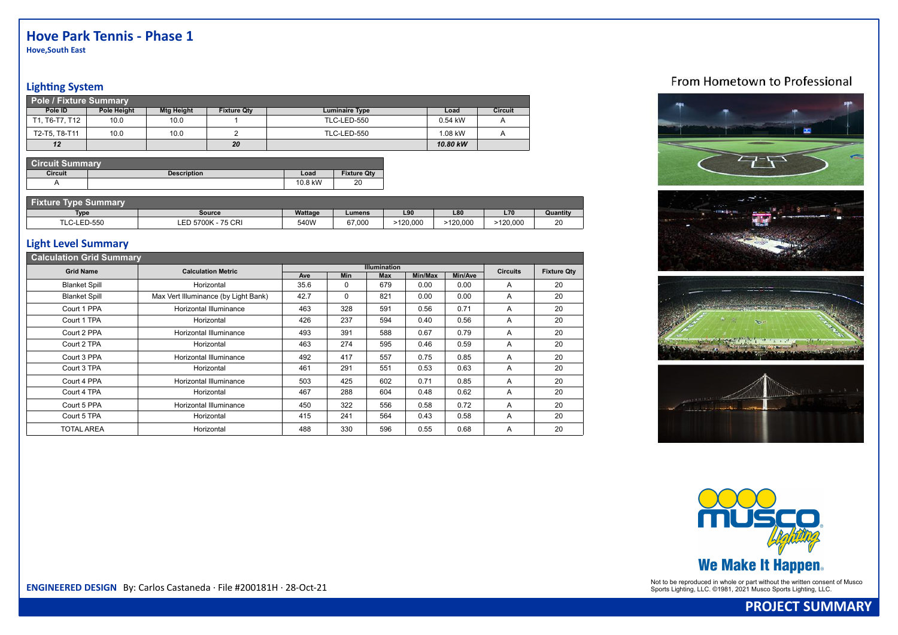# Hove Park Tennis - Phase 1

**Hove,South East**

## Lighting System

| Pole / Fixture Summary | | | | | | |
|---|---|---|---|---|---|---|
| **Pole ID** | **Pole Height** | **Mtg Height** | **Fixture Qty** | **Luminaire Type** | **Load** | **Circuit** |
| T1, T6-T7, T12 | 10.0 | 10.0 | 1 | TLC-LED-550 | 0.54 kW | A |
| T2-T5, T8-T11 | 10.0 | 10.0 | 2 | TLC-LED-550 | 1.08 kW | A |
| *12* | | | *20* | | *10.80 kW* | |

| Circuit Summary | | | |
|---|---|---|---|
| **Circuit** | **Description** | **Load** | **Fixture Qty** |
| A | | 10.8 kW | 20 |

| Fixture Type Summary | | | | | | | |
|---|---|---|---|---|---|---|---|
| **Type** | **Source** | **Wattage** | **Lumens** | **L90** | **L80** | **L70** | **Quantity** |
| TLC-LED-550 | LED 5700K - 75 CRI | 540W | 67,000 | >120,000 | >120,000 | >120,000 | 20 |

## Light Level Summary

| Calculation Grid Summary | | | | | | | | |
|---|---|---|---|---|---|---|---|---|
| **Grid Name** | **Calculation Metric** | **Illumination** | | | | | **Circuits** | **Fixture Qty** |
| | | **Ave** | **Min** | **Max** | **Min/Max** | **Min/Ave** | | |
| Blanket Spill | Horizontal | 35.6 | 0 | 679 | 0.00 | 0.00 | A | 20 |
| Blanket Spill | Max Vert Illuminance (by Light Bank) | 42.7 | 0 | 821 | 0.00 | 0.00 | A | 20 |
| Court 1 PPA | Horizontal Illuminance | 463 | 328 | 591 | 0.56 | 0.71 | A | 20 |
| Court 1 TPA | Horizontal | 426 | 237 | 594 | 0.40 | 0.56 | A | 20 |
| Court 2 PPA | Horizontal Illuminance | 493 | 391 | 588 | 0.67 | 0.79 | A | 20 |
| Court 2 TPA | Horizontal | 463 | 274 | 595 | 0.46 | 0.59 | A | 20 |
| Court 3 PPA | Horizontal Illuminance | 492 | 417 | 557 | 0.75 | 0.85 | A | 20 |
| Court 3 TPA | Horizontal | 461 | 291 | 551 | 0.53 | 0.63 | A | 20 |
| Court 4 PPA | Horizontal Illuminance | 503 | 425 | 602 | 0.71 | 0.85 | A | 20 |
| Court 4 TPA | Horizontal | 467 | 288 | 604 | 0.48 | 0.62 | A | 20 |
| Court 5 PPA | Horizontal Illuminance | 450 | 322 | 556 | 0.58 | 0.72 | A | 20 |
| Court 5 TPA | Horizontal | 415 | 241 | 564 | 0.43 | 0.58 | A | 20 |
| TOTAL AREA | Horizontal | 488 | 330 | 596 | 0.55 | 0.68 | A | 20 |

From Hometown to Professional

We Make It Happen.

Not to be reproduced in whole or part without the written consent of Musco Sports Lighting, LLC. ©1981, 2021 Musco Sports Lighting, LLC.

**ENGINEERED DESIGN** By: Carlos Castaneda · File #200181H · 28-Oct-21

**PROJECT SUMMARY**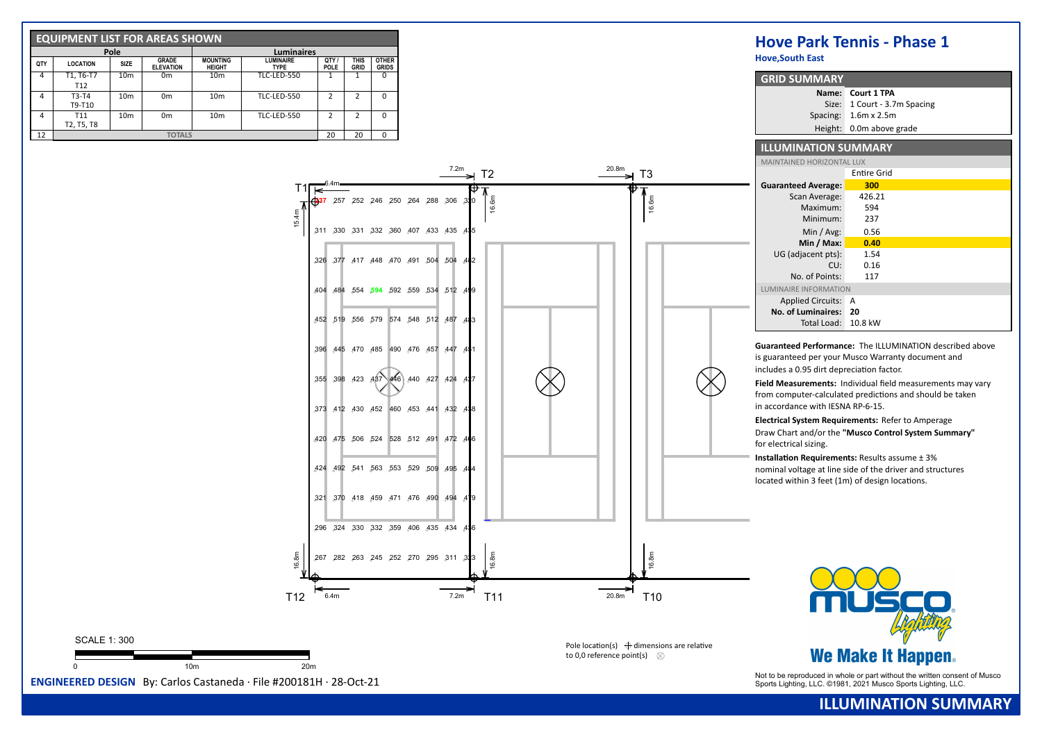## EQUIPMENT LIST FOR AREAS SHOWN

| Pole | | | | Luminaires | | | |
|---|---|---|---|---|---|---|---|
| QTY | LOCATION | SIZE | GRADE ELEVATION | MOUNTING HEIGHT | LUMINAIRE TYPE | QTY / POLE | THIS GRID | OTHER GRIDS |
| 4 | T1, T6-T7 T12 | 10m | 0m | 10m | TLC-LED-550 | 1 | 1 | 0 |
| 4 | T3-T4 T9-T10 | 10m | 0m | 10m | TLC-LED-550 | 2 | 2 | 0 |
| 4 | T11 T2, T5, T8 | 10m | 0m | 10m | TLC-LED-550 | 2 | 2 | 0 |
| 12 | TOTALS | | | | | 20 | 20 | 0 |

# Hove Park Tennis - Phase 1

**Hove,South East**

## GRID SUMMARY

| | |
|---|---|
| Name: | **Court 1 TPA** |
| Size: | 1 Court - 3.7m Spacing |
| Spacing: | 1.6m x 2.5m |
| Height: | 0.0m above grade |

## ILLUMINATION SUMMARY

MAINTAINED HORIZONTAL LUX

| | Entire Grid |
|---|---|
| **Guaranteed Average:** | **300** |
| Scan Average: | 426.21 |
| Maximum: | 594 |
| Minimum: | 237 |
| Min / Avg: | 0.56 |
| **Min / Max:** | **0.40** |
| UG (adjacent pts): | 1.54 |
| CU: | 0.16 |
| No. of Points: | 117 |

LUMINAIRE INFORMATION

| | |
|---|---|
| Applied Circuits: | A |
| **No. of Luminaires:** | **20** |
| Total Load: | 10.8 kW |

**Guaranteed Performance:** The ILLUMINATION described above is guaranteed per your Musco Warranty document and includes a 0.95 dirt depreciation factor.

**Field Measurements:** Individual field measurements may vary from computer-calculated predictions and should be taken in accordance with IESNA RP-6-15.

**Electrical System Requirements:** Refer to Amperage Draw Chart and/or the **"Musco Control System Summary"** for electrical sizing.

**Installation Requirements:** Results assume ± 3% nominal voltage at line side of the driver and structures located within 3 feet (1m) of design locations.

| | | | | | | | | |
|---|---|---|---|---|---|---|---|---|
| 237 | 257 | 252 | 246 | 250 | 264 | 288 | 306 | 320 |
| 311 | 330 | 331 | 332 | 360 | 407 | 433 | 435 | 435 |
| 326 | 377 | 417 | 448 | 470 | 491 | 504 | 504 | 482 |
| 404 | 484 | 554 | 594 | 592 | 559 | 534 | 512 | 499 |
| 452 | 519 | 556 | 579 | 574 | 548 | 512 | 487 | 463 |
| 396 | 445 | 470 | 485 | 490 | 476 | 457 | 447 | 451 |
| 355 | 398 | 423 | 437 | 446 | 440 | 427 | 424 | 427 |
| 373 | 412 | 430 | 452 | 460 | 453 | 441 | 432 | 438 |
| 420 | 475 | 506 | 524 | 528 | 512 | 491 | 472 | 466 |
| 424 | 492 | 541 | 563 | 553 | 529 | 509 | 495 | 484 |
| 321 | 370 | 418 | 459 | 471 | 476 | 490 | 494 | 479 |
| 296 | 324 | 330 | 332 | 359 | 406 | 435 | 434 | 436 |
| 267 | 282 | 263 | 245 | 252 | 270 | 295 | 311 | 323 |

T1, T2, T3, T10, T11, T12 — 6.4m, 7.2m, 20.8m, 15.4m, 16.6m, 16.8m

Pole location(s) ⊕ dimensions are relative to 0,0 reference point(s) ⊗

SCALE 1: 300

0 10m 20m

**ENGINEERED DESIGN** By: Carlos Castaneda · File #200181H · 28-Oct-21

We Make It Happen.

Not to be reproduced in whole or part without the written consent of Musco Sports Lighting, LLC. ©1981, 2021 Musco Sports Lighting, LLC.

**ILLUMINATION SUMMARY**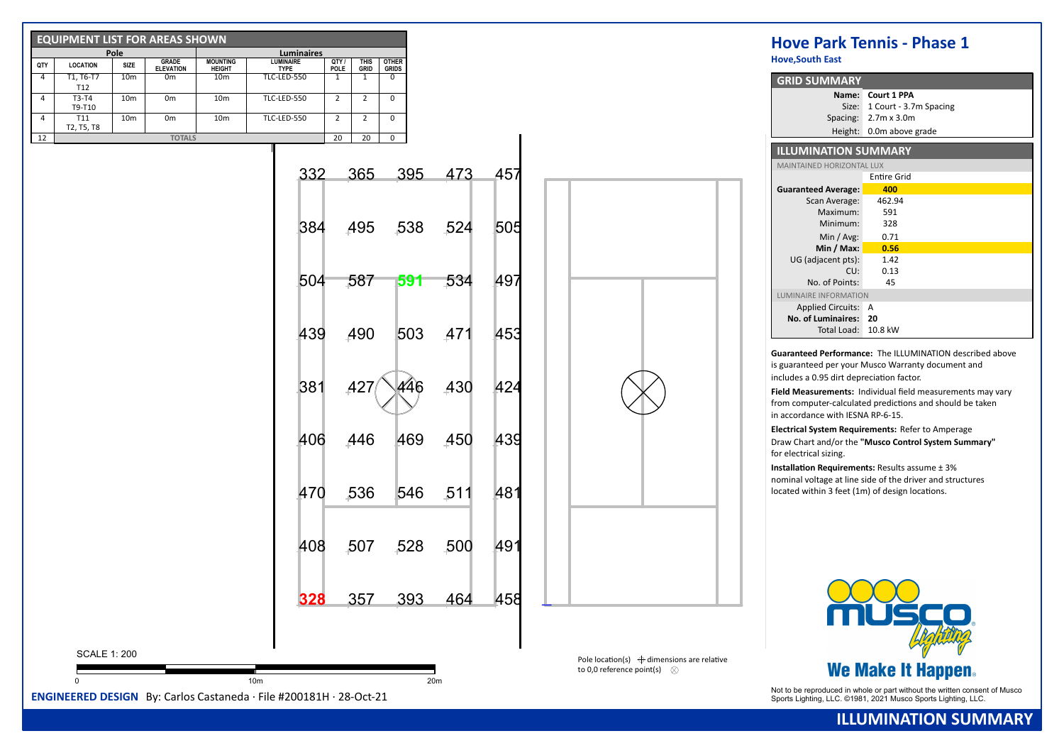## EQUIPMENT LIST FOR AREAS SHOWN

| Pole | | | | Luminaires | | | |
|---|---|---|---|---|---|---|---|
| QTY | LOCATION | SIZE | GRADE ELEVATION | MOUNTING HEIGHT | LUMINAIRE TYPE | QTY / POLE | THIS GRID | OTHER GRIDS |
| 4 | T1, T6-T7 T12 | 10m | 0m | 10m | TLC-LED-550 | 1 | 1 | 0 |
| 4 | T3-T4 T9-T10 | 10m | 0m | 10m | TLC-LED-550 | 2 | 2 | 0 |
| 4 | T11 T2, T5, T8 | 10m | 0m | 10m | TLC-LED-550 | 2 | 2 | 0 |
| 12 | TOTALS | | | | | 20 | 20 | 0 |

| | | | | |
|---|---|---|---|---|
| 332 | 365 | 395 | 473 | 457 |
| 384 | 495 | 538 | 524 | 505 |
| 504 | 587 | 591 | 534 | 497 |
| 439 | 490 | 503 | 471 | 453 |
| 381 | 427 | 446 | 430 | 424 |
| 406 | 446 | 469 | 450 | 439 |
| 470 | 536 | 546 | 511 | 481 |
| 408 | 507 | 528 | 500 | 491 |
| 328 | 357 | 393 | 464 | 458 |

SCALE 1: 200

0 10m 20m

Pole location(s) ⊕ dimensions are relative to 0,0 reference point(s) ⊗

**ENGINEERED DESIGN** By: Carlos Castaneda · File #200181H · 28-Oct-21

# Hove Park Tennis - Phase 1

**Hove,South East**

## GRID SUMMARY

| | |
|---|---|
| Name: | **Court 1 PPA** |
| Size: | 1 Court - 3.7m Spacing |
| Spacing: | 2.7m x 3.0m |
| Height: | 0.0m above grade |

## ILLUMINATION SUMMARY

MAINTAINED HORIZONTAL LUX

| | Entire Grid |
|---|---|
| **Guaranteed Average:** | **400** |
| Scan Average: | 462.94 |
| Maximum: | 591 |
| Minimum: | 328 |
| Min / Avg: | 0.71 |
| **Min / Max:** | **0.56** |
| UG (adjacent pts): | 1.42 |
| CU: | 0.13 |
| No. of Points: | 45 |

LUMINAIRE INFORMATION

| | |
|---|---|
| Applied Circuits: | A |
| **No. of Luminaires:** | **20** |
| Total Load: | 10.8 kW |

**Guaranteed Performance:** The ILLUMINATION described above is guaranteed per your Musco Warranty document and includes a 0.95 dirt depreciation factor.

**Field Measurements:** Individual field measurements may vary from computer-calculated predictions and should be taken in accordance with IESNA RP-6-15.

**Electrical System Requirements:** Refer to Amperage Draw Chart and/or the **"Musco Control System Summary"** for electrical sizing.

**Installation Requirements:** Results assume ± 3% nominal voltage at line side of the driver and structures located within 3 feet (1m) of design locations.

We Make It Happen.

Not to be reproduced in whole or part without the written consent of Musco Sports Lighting, LLC. ©1981, 2021 Musco Sports Lighting, LLC.

**ILLUMINATION SUMMARY**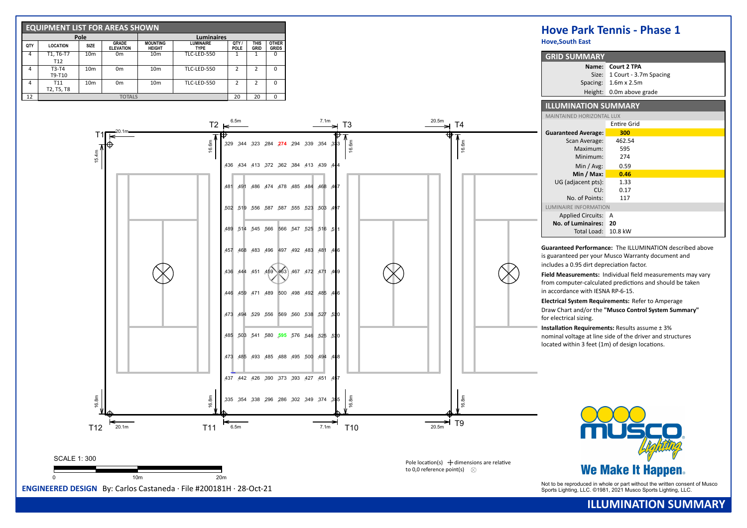## EQUIPMENT LIST FOR AREAS SHOWN

| Pole | | | | Luminaires | | | |
|---|---|---|---|---|---|---|---|
| QTY | LOCATION | SIZE | GRADE ELEVATION | MOUNTING HEIGHT | LUMINAIRE TYPE | QTY / POLE | THIS GRID | OTHER GRIDS |
| 4 | T1, T6-T7 T12 | 10m | 0m | 10m | TLC-LED-550 | 1 | 1 | 0 |
| 4 | T3-T4 T9-T10 | 10m | 0m | 10m | TLC-LED-550 | 2 | 2 | 0 |
| 4 | T11 T2, T5, T8 | 10m | 0m | 10m | TLC-LED-550 | 2 | 2 | 0 |
| 12 | TOTALS | | | | | 20 | 20 | 0 |

# Hove Park Tennis - Phase 1

**Hove,South East**

## GRID SUMMARY

| | |
|---|---|
| **Name:** | **Court 2 TPA** |
| Size: | 1 Court - 3.7m Spacing |
| Spacing: | 1.6m x 2.5m |
| Height: | 0.0m above grade |

## ILLUMINATION SUMMARY

MAINTAINED HORIZONTAL LUX

| | Entire Grid |
|---|---|
| **Guaranteed Average:** | **300** |
| Scan Average: | 462.54 |
| Maximum: | 595 |
| Minimum: | 274 |
| Min / Avg: | 0.59 |
| **Min / Max:** | **0.46** |
| UG (adjacent pts): | 1.33 |
| CU: | 0.17 |
| No. of Points: | 117 |

LUMINAIRE INFORMATION

| | |
|---|---|
| Applied Circuits: | A |
| **No. of Luminaires:** | **20** |
| Total Load: | 10.8 kW |

**Guaranteed Performance:** The ILLUMINATION described above is guaranteed per your Musco Warranty document and includes a 0.95 dirt depreciation factor.

**Field Measurements:** Individual field measurements may vary from computer-calculated predictions and should be taken in accordance with IESNA RP-6-15.

**Electrical System Requirements:** Refer to Amperage Draw Chart and/or the **"Musco Control System Summary"** for electrical sizing.

**Installation Requirements:** Results assume ± 3% nominal voltage at line side of the driver and structures located within 3 feet (1m) of design locations.

| 329 | 344 | 323 | 284 | 274 | 294 | 339 | 354 | 333 |
|---|---|---|---|---|---|---|---|---|
| 436 | 434 | 413 | 372 | 362 | 384 | 413 | 439 | 444 |
| 481 | 491 | 486 | 474 | 478 | 485 | 484 | 468 | 467 |
| 502 | 519 | 556 | 587 | 587 | 555 | 523 | 503 | 497 |
| 489 | 514 | 545 | 566 | 566 | 547 | 525 | 516 | 511 |
| 457 | 468 | 483 | 496 | 497 | 492 | 483 | 481 | 466 |
| 436 | 444 | 451 | 459 | 463 | 467 | 472 | 471 | 469 |
| 446 | 459 | 471 | 489 | 500 | 498 | 492 | 485 | 466 |
| 473 | 494 | 529 | 556 | 569 | 560 | 538 | 527 | 510 |
| 485 | 503 | 541 | 580 | 595 | 576 | 546 | 525 | 510 |
| 473 | 485 | 493 | 485 | 488 | 495 | 500 | 494 | 468 |
| 437 | 442 | 426 | 390 | 373 | 393 | 427 | 451 | 457 |
| 335 | 354 | 338 | 296 | 286 | 302 | 349 | 374 | 365 |

T1, T2, T3, T4, T9, T10, T11, T12

20.1m, 6.5m, 7.1m, 20.5m, 15.4m, 16.6m, 16.8m

SCALE 1: 300

0 10m 20m

Pole location(s) ⊕ dimensions are relative to 0,0 reference point(s) ⊗

**ENGINEERED DESIGN** By: Carlos Castaneda · File #200181H · 28-Oct-21

musco Lighting

We Make It Happen.

Not to be reproduced in whole or part without the written consent of Musco Sports Lighting, LLC. ©1981, 2021 Musco Sports Lighting, LLC.

**ILLUMINATION SUMMARY**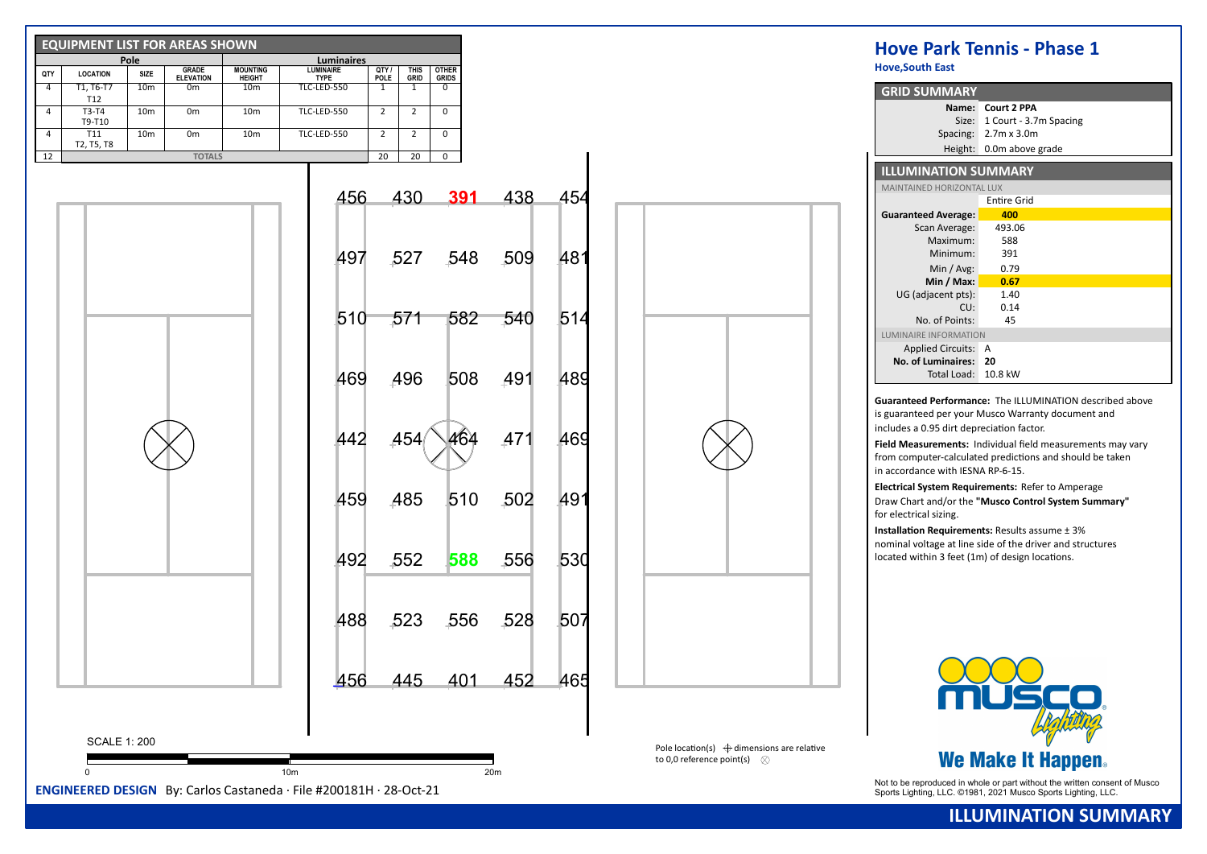## EQUIPMENT LIST FOR AREAS SHOWN

| Pole | | | | Luminaires | | | | |
|---|---|---|---|---|---|---|---|---|
| QTY | LOCATION | SIZE | GRADE ELEVATION | MOUNTING HEIGHT | LUMINAIRE TYPE | QTY / POLE | THIS GRID | OTHER GRIDS |
| 4 | T1, T6-T7 T12 | 10m | 0m | 10m | TLC-LED-550 | 1 | 1 | 0 |
| 4 | T3-T4 T9-T10 | 10m | 0m | 10m | TLC-LED-550 | 2 | 2 | 0 |
| 4 | T11 T2, T5, T8 | 10m | 0m | 10m | TLC-LED-550 | 2 | 2 | 0 |
| 12 | TOTALS | | | | | 20 | 20 | 0 |

| 456 | 430 | 391 | 438 | 454 |
|---|---|---|---|---|
| 497 | 527 | 548 | 509 | 481 |
| 510 | 571 | 582 | 540 | 514 |
| 469 | 496 | 508 | 491 | 489 |
| 442 | 454 | 464 | 471 | 469 |
| 459 | 485 | 510 | 502 | 491 |
| 492 | 552 | 588 | 556 | 530 |
| 488 | 523 | 556 | 528 | 507 |
| 456 | 445 | 401 | 452 | 465 |

SCALE 1: 200

0 10m 20m

Pole location(s) ⊕ dimensions are relative to 0,0 reference point(s) ⊗

**ENGINEERED DESIGN** By: Carlos Castaneda · File #200181H · 28-Oct-21

# Hove Park Tennis - Phase 1

**Hove,South East**

## GRID SUMMARY

| | |
|---|---|
| Name: | **Court 2 PPA** |
| Size: | 1 Court - 3.7m Spacing |
| Spacing: | 2.7m x 3.0m |
| Height: | 0.0m above grade |

## ILLUMINATION SUMMARY

MAINTAINED HORIZONTAL LUX

| | Entire Grid |
|---|---|
| **Guaranteed Average:** | **400** |
| Scan Average: | 493.06 |
| Maximum: | 588 |
| Minimum: | 391 |
| Min / Avg: | 0.79 |
| **Min / Max:** | **0.67** |
| UG (adjacent pts): | 1.40 |
| CU: | 0.14 |
| No. of Points: | 45 |

LUMINAIRE INFORMATION

| | |
|---|---|
| Applied Circuits: | A |
| **No. of Luminaires:** | **20** |
| Total Load: | 10.8 kW |

**Guaranteed Performance:** The ILLUMINATION described above is guaranteed per your Musco Warranty document and includes a 0.95 dirt depreciation factor.

**Field Measurements:** Individual field measurements may vary from computer-calculated predictions and should be taken in accordance with IESNA RP-6-15.

**Electrical System Requirements:** Refer to Amperage Draw Chart and/or the **"Musco Control System Summary"** for electrical sizing.

**Installation Requirements:** Results assume ± 3% nominal voltage at line side of the driver and structures located within 3 feet (1m) of design locations.

musco Lighting®

We Make It Happen.

Not to be reproduced in whole or part without the written consent of Musco Sports Lighting, LLC. ©1981, 2021 Musco Sports Lighting, LLC.

## ILLUMINATION SUMMARY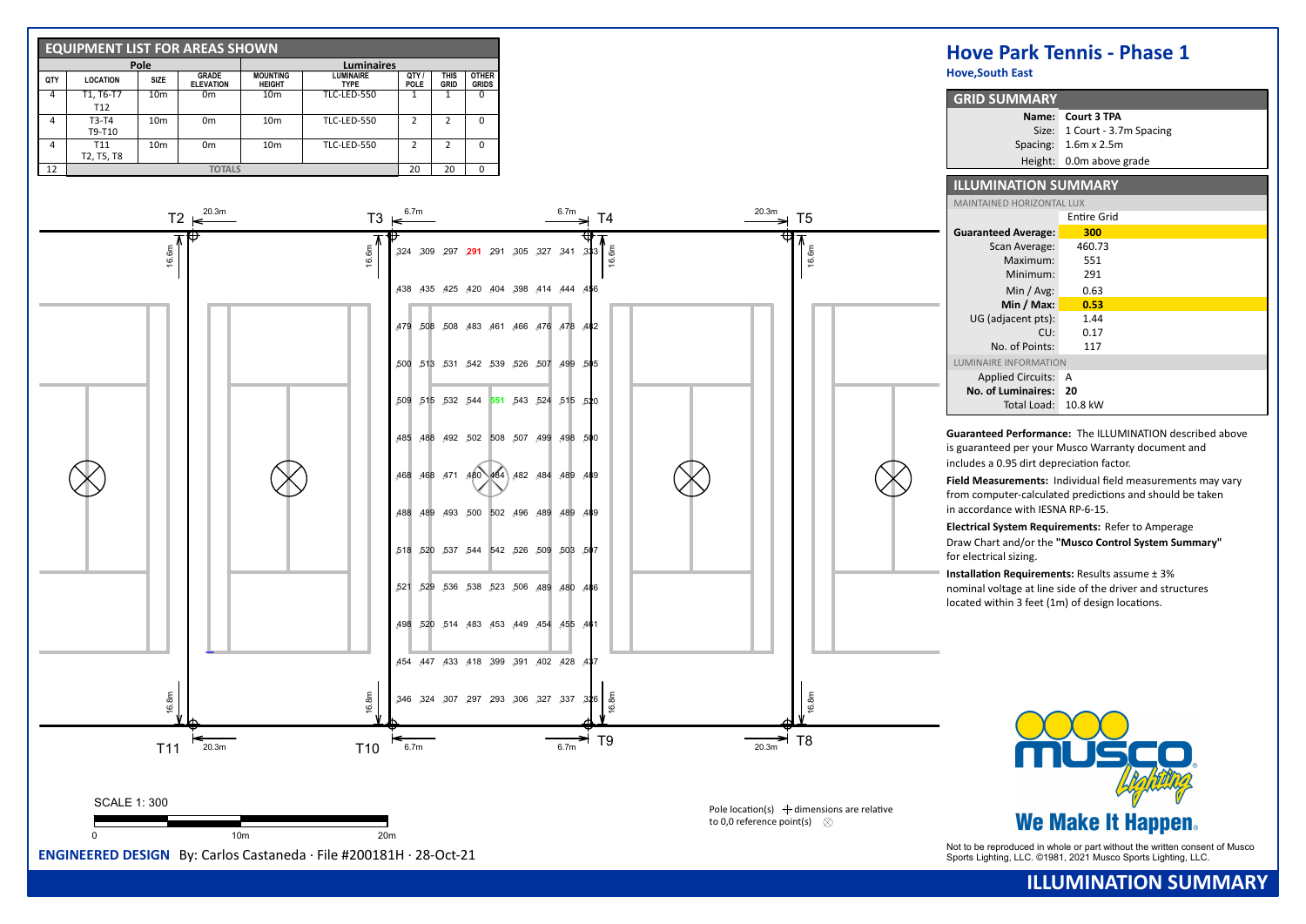## EQUIPMENT LIST FOR AREAS SHOWN

| Pole | | | | Luminaires | | | |
|---|---|---|---|---|---|---|---|
| QTY | LOCATION | SIZE | GRADE ELEVATION | MOUNTING HEIGHT | LUMINAIRE TYPE | QTY / POLE | THIS GRID | OTHER GRIDS |
| 4 | T1, T6-T7 T12 | 10m | 0m | 10m | TLC-LED-550 | 1 | 1 | 0 |
| 4 | T3-T4 T9-T10 | 10m | 0m | 10m | TLC-LED-550 | 2 | 2 | 0 |
| 4 | T11 T2, T5, T8 | 10m | 0m | 10m | TLC-LED-550 | 2 | 2 | 0 |
| 12 | TOTALS | | | | | 20 | 20 | 0 |

T2 20.3m T3 6.7m 6.7m T4 20.3m T5

16.6m 16.6m 16.6m 16.6m

| 324 | 309 | 297 | 291 | 291 | 305 | 327 | 341 | 333 |
|---|---|---|---|---|---|---|---|---|
| 438 | 435 | 425 | 420 | 404 | 398 | 414 | 444 | 456 |
| 479 | 508 | 508 | 483 | 461 | 466 | 476 | 478 | 482 |
| 500 | 513 | 531 | 542 | 539 | 526 | 507 | 499 | 505 |
| 509 | 515 | 532 | 544 | 551 | 543 | 524 | 515 | 520 |
| 485 | 488 | 492 | 502 | 508 | 507 | 499 | 498 | 500 |
| 468 | 468 | 471 | 480 | 484 | 482 | 484 | 489 | 489 |
| 488 | 489 | 493 | 500 | 502 | 496 | 489 | 489 | 489 |
| 518 | 520 | 537 | 544 | 542 | 526 | 509 | 503 | 507 |
| 521 | 529 | 536 | 538 | 523 | 506 | 489 | 480 | 486 |
| 498 | 520 | 514 | 483 | 453 | 449 | 454 | 455 | 461 |
| 454 | 447 | 433 | 418 | 399 | 391 | 402 | 428 | 437 |
| 346 | 324 | 307 | 297 | 293 | 306 | 327 | 337 | 326 |

16.8m 16.8m 16.8m 16.8m

T11 20.3m T10 6.7m 6.7m T9 20.3m T8

SCALE 1: 300

0 10m 20m

Pole location(s) ⊕ dimensions are relative to 0,0 reference point(s) ⊗

**ENGINEERED DESIGN** By: Carlos Castaneda · File #200181H · 28-Oct-21

# Hove Park Tennis - Phase 1

**Hove,South East**

## GRID SUMMARY

| | |
|---|---|
| Name: | **Court 3 TPA** |
| Size: | 1 Court - 3.7m Spacing |
| Spacing: | 1.6m x 2.5m |
| Height: | 0.0m above grade |

## ILLUMINATION SUMMARY

MAINTAINED HORIZONTAL LUX

| | Entire Grid |
|---|---|
| **Guaranteed Average:** | **300** |
| Scan Average: | 460.73 |
| Maximum: | 551 |
| Minimum: | 291 |
| Min / Avg: | 0.63 |
| **Min / Max:** | **0.53** |
| UG (adjacent pts): | 1.44 |
| CU: | 0.17 |
| No. of Points: | 117 |

LUMINAIRE INFORMATION

| | |
|---|---|
| Applied Circuits: | A |
| **No. of Luminaires:** | **20** |
| Total Load: | 10.8 kW |

**Guaranteed Performance:** The ILLUMINATION described above is guaranteed per your Musco Warranty document and includes a 0.95 dirt depreciation factor.

**Field Measurements:** Individual field measurements may vary from computer-calculated predictions and should be taken in accordance with IESNA RP-6-15.

**Electrical System Requirements:** Refer to Amperage Draw Chart and/or the **"Musco Control System Summary"** for electrical sizing.

**Installation Requirements:** Results assume ± 3% nominal voltage at line side of the driver and structures located within 3 feet (1m) of design locations.

**We Make It Happen.**

Not to be reproduced in whole or part without the written consent of Musco Sports Lighting, LLC. ©1981, 2021 Musco Sports Lighting, LLC.

## ILLUMINATION SUMMARY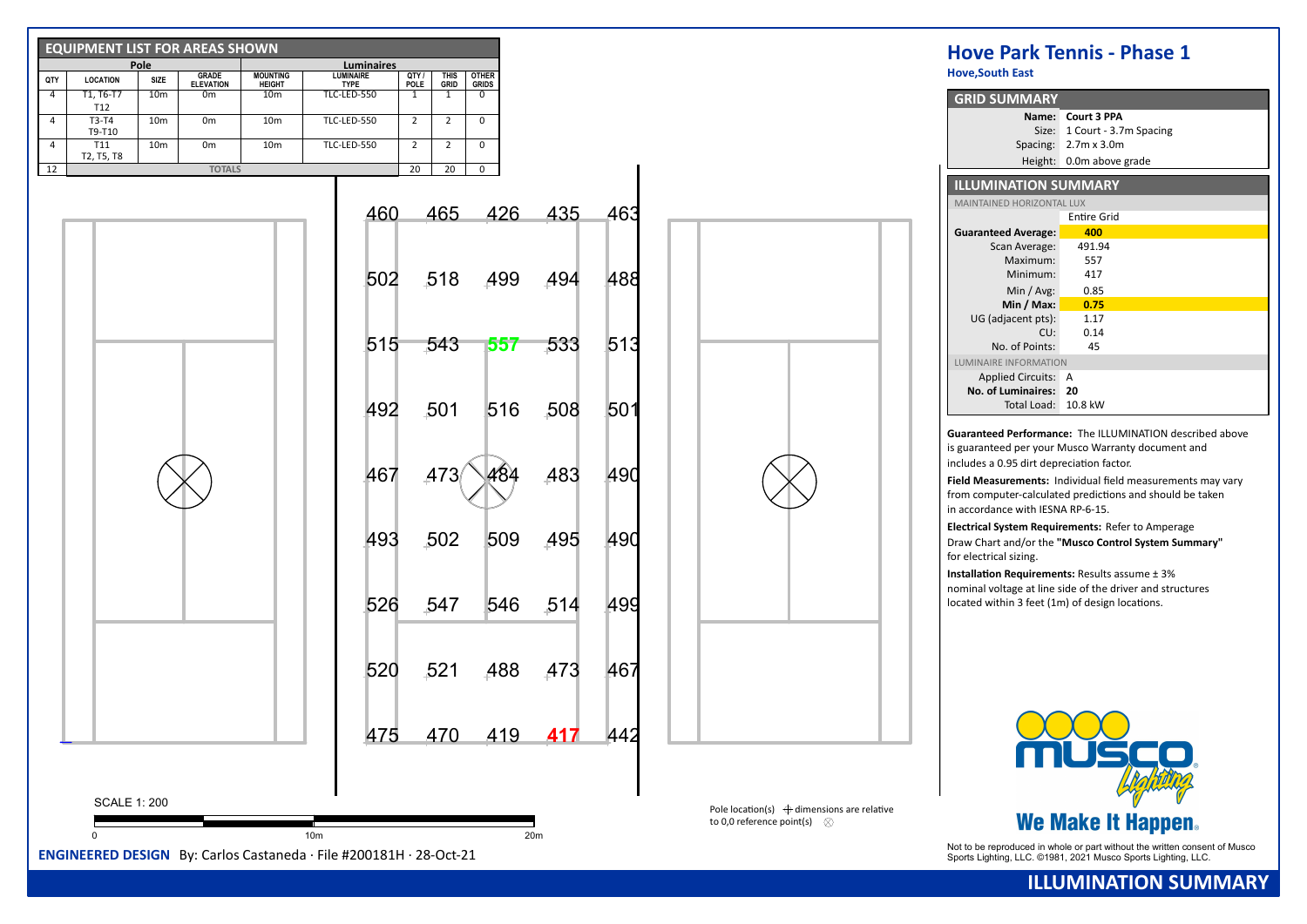## EQUIPMENT LIST FOR AREAS SHOWN

| Pole | | | | Luminaires | | | |
|---|---|---|---|---|---|---|---|
| QTY | LOCATION | SIZE | GRADE ELEVATION | MOUNTING HEIGHT | LUMINAIRE TYPE | QTY / POLE | THIS GRID | OTHER GRIDS |
| 4 | T1, T6-T7 T12 | 10m | 0m | 10m | TLC-LED-550 | 1 | 1 | 0 |
| 4 | T3-T4 T9-T10 | 10m | 0m | 10m | TLC-LED-550 | 2 | 2 | 0 |
| 4 | T11 T2, T5, T8 | 10m | 0m | 10m | TLC-LED-550 | 2 | 2 | 0 |
| 12 | TOTALS | | | | | 20 | 20 | 0 |

| 460 | 465 | 426 | 435 | 463 |
|---|---|---|---|---|
| 502 | 518 | 499 | 494 | 488 |
| 515 | 543 | 557 | 533 | 513 |
| 492 | 501 | 516 | 508 | 501 |
| 467 | 473 | 484 | 483 | 490 |
| 493 | 502 | 509 | 495 | 490 |
| 526 | 547 | 546 | 514 | 499 |
| 520 | 521 | 488 | 473 | 467 |
| 475 | 470 | 419 | 417 | 442 |

SCALE 1: 200

0 10m 20m

Pole location(s) ⊕ dimensions are relative to 0,0 reference point(s) ⊗

**ENGINEERED DESIGN** By: Carlos Castaneda · File #200181H · 28-Oct-21

# Hove Park Tennis - Phase 1

**Hove,South East**

## GRID SUMMARY

| | |
|---|---|
| Name: | **Court 3 PPA** |
| Size: | 1 Court - 3.7m Spacing |
| Spacing: | 2.7m x 3.0m |
| Height: | 0.0m above grade |

## ILLUMINATION SUMMARY

MAINTAINED HORIZONTAL LUX

| | Entire Grid |
|---|---|
| **Guaranteed Average:** | **400** |
| Scan Average: | 491.94 |
| Maximum: | 557 |
| Minimum: | 417 |
| Min / Avg: | 0.85 |
| **Min / Max:** | **0.75** |
| UG (adjacent pts): | 1.17 |
| CU: | 0.14 |
| No. of Points: | 45 |

LUMINAIRE INFORMATION

| | |
|---|---|
| Applied Circuits: | A |
| **No. of Luminaires:** | **20** |
| Total Load: | 10.8 kW |

**Guaranteed Performance:** The ILLUMINATION described above is guaranteed per your Musco Warranty document and includes a 0.95 dirt depreciation factor.

**Field Measurements:** Individual field measurements may vary from computer-calculated predictions and should be taken in accordance with IESNA RP-6-15.

**Electrical System Requirements:** Refer to Amperage Draw Chart and/or the **"Musco Control System Summary"** for electrical sizing.

**Installation Requirements:** Results assume ± 3% nominal voltage at line side of the driver and structures located within 3 feet (1m) of design locations.

MUSCO Lighting

We Make It Happen.

Not to be reproduced in whole or part without the written consent of Musco Sports Lighting, LLC. ©1981, 2021 Musco Sports Lighting, LLC.

**ILLUMINATION SUMMARY**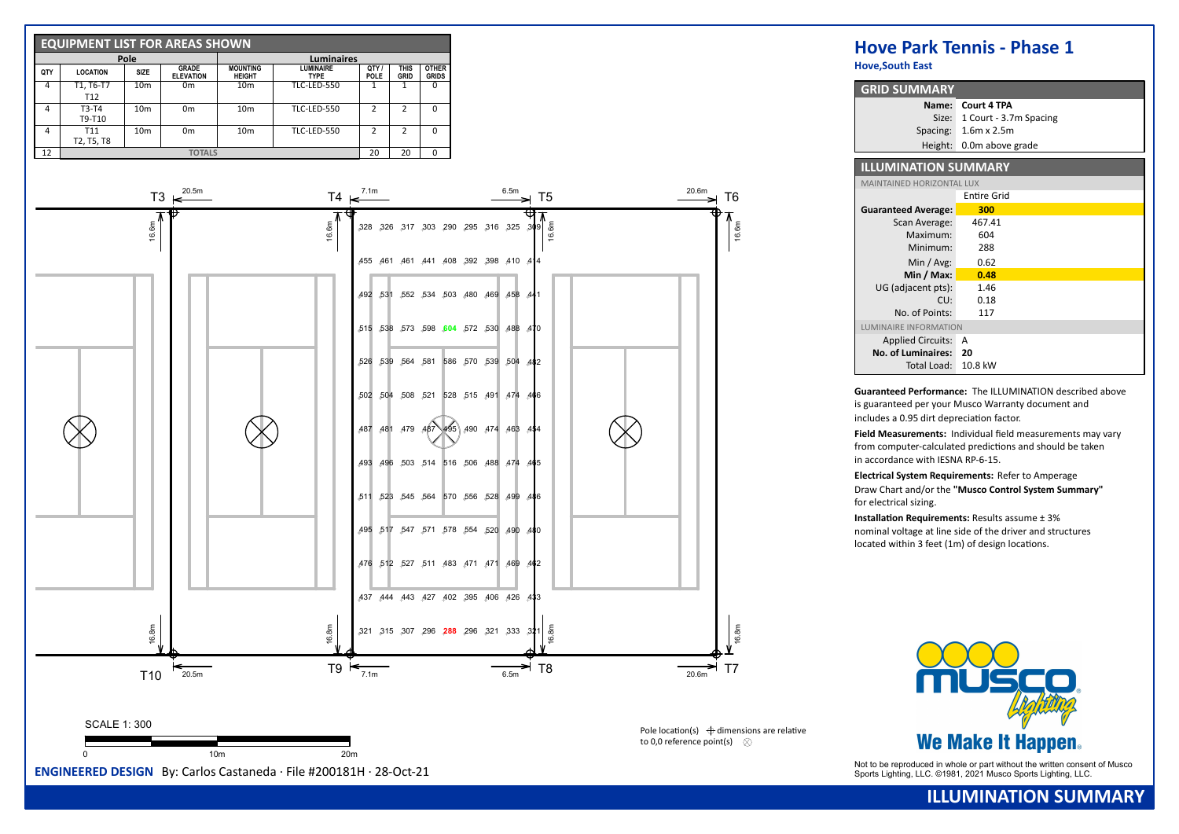## EQUIPMENT LIST FOR AREAS SHOWN

| Pole | | | | Luminaires | | | |
|---|---|---|---|---|---|---|---|
| QTY | LOCATION | SIZE | GRADE ELEVATION | MOUNTING HEIGHT | LUMINAIRE TYPE | QTY / POLE | THIS GRID | OTHER GRIDS |
| 4 | T1, T6-T7 T12 | 10m | 0m | 10m | TLC-LED-550 | 1 | 1 | 0 |
| 4 | T3-T4 T9-T10 | 10m | 0m | 10m | TLC-LED-550 | 2 | 2 | 0 |
| 4 | T11 T2, T5, T8 | 10m | 0m | 10m | TLC-LED-550 | 2 | 2 | 0 |
| 12 | TOTALS | | | | | 20 | 20 | 0 |

T3 20.5m T4 7.1m 6.5m T5 20.6m T6

16.6m 16.6m 16.6m 16.6m

| | | | | | | | | |
|---|---|---|---|---|---|---|---|---|
| 328 | 326 | 317 | 303 | 290 | 295 | 316 | 325 | 309 |
| 455 | 461 | 461 | 441 | 408 | 392 | 398 | 410 | 414 |
| 492 | 531 | 552 | 534 | 503 | 480 | 469 | 458 | 441 |
| 515 | 538 | 573 | 598 | 604 | 572 | 530 | 488 | 470 |
| 526 | 539 | 564 | 581 | 586 | 570 | 539 | 504 | 482 |
| 502 | 504 | 508 | 521 | 528 | 515 | 491 | 474 | 466 |
| 487 | 481 | 479 | 487 | 495 | 490 | 474 | 463 | 454 |
| 493 | 496 | 503 | 514 | 516 | 506 | 488 | 474 | 465 |
| 511 | 523 | 545 | 564 | 570 | 556 | 528 | 499 | 486 |
| 495 | 517 | 547 | 571 | 578 | 554 | 520 | 490 | 480 |
| 476 | 512 | 527 | 511 | 483 | 471 | 471 | 469 | 462 |
| 437 | 444 | 443 | 427 | 402 | 395 | 406 | 426 | 433 |
| 321 | 315 | 307 | 296 | 288 | 296 | 321 | 333 | 321 |

16.8m 16.8m 16.8m 16.8m

T10 20.5m T9 7.1m 6.5m T8 20.6m T7

SCALE 1: 300

0 10m 20m

Pole location(s) ⊕ dimensions are relative to 0,0 reference point(s) ⊗

**ENGINEERED DESIGN** By: Carlos Castaneda · File #200181H · 28-Oct-21

# Hove Park Tennis - Phase 1

**Hove,South East**

## GRID SUMMARY

| | |
|---|---|
| Name: | Court 4 TPA |
| Size: | 1 Court - 3.7m Spacing |
| Spacing: | 1.6m x 2.5m |
| Height: | 0.0m above grade |

## ILLUMINATION SUMMARY

| MAINTAINED HORIZONTAL LUX | |
|---|---|
| | Entire Grid |
| **Guaranteed Average:** | **300** |
| Scan Average: | 467.41 |
| Maximum: | 604 |
| Minimum: | 288 |
| Min / Avg: | 0.62 |
| **Min / Max:** | **0.48** |
| UG (adjacent pts): | 1.46 |
| CU: | 0.18 |
| No. of Points: | 117 |
| LUMINAIRE INFORMATION | |
| Applied Circuits: | A |
| **No. of Luminaires:** | **20** |
| Total Load: | 10.8 kW |

**Guaranteed Performance:** The ILLUMINATION described above is guaranteed per your Musco Warranty document and includes a 0.95 dirt depreciation factor.

**Field Measurements:** Individual field measurements may vary from computer-calculated predictions and should be taken in accordance with IESNA RP-6-15.

**Electrical System Requirements:** Refer to Amperage Draw Chart and/or the **"Musco Control System Summary"** for electrical sizing.

**Installation Requirements:** Results assume ± 3% nominal voltage at line side of the driver and structures located within 3 feet (1m) of design locations.

We Make It Happen.

Not to be reproduced in whole or part without the written consent of Musco Sports Lighting, LLC. ©1981, 2021 Musco Sports Lighting, LLC.

**ILLUMINATION SUMMARY**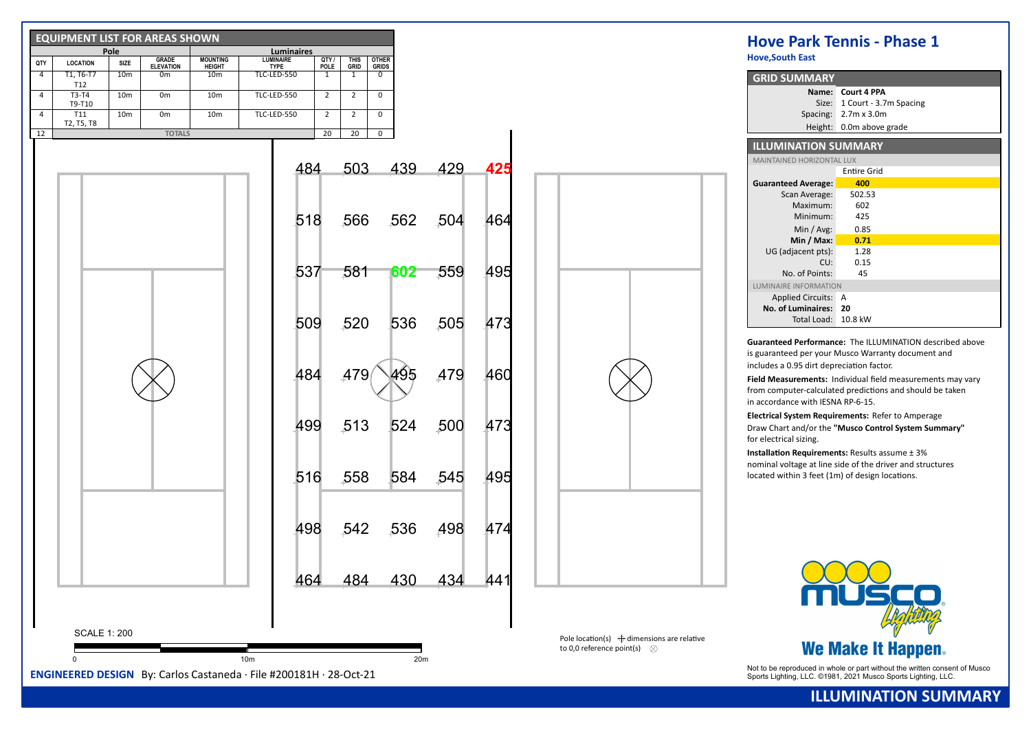## EQUIPMENT LIST FOR AREAS SHOWN

| Pole | | | | Luminaires | | | |
|---|---|---|---|---|---|---|---|
| QTY | LOCATION | SIZE | GRADE ELEVATION | MOUNTING HEIGHT | LUMINAIRE TYPE | QTY / POLE | THIS GRID | OTHER GRIDS |
| 4 | T1, T6-T7 T12 | 10m | 0m | 10m | TLC-LED-550 | 1 | 1 | 0 |
| 4 | T3-T4 T9-T10 | 10m | 0m | 10m | TLC-LED-550 | 2 | 2 | 0 |
| 4 | T11 T2, T5, T8 | 10m | 0m | 10m | TLC-LED-550 | 2 | 2 | 0 |
| 12 | TOTALS | | | | | 20 | 20 | 0 |

| | | | | |
|---|---|---|---|---|
| 484 | 503 | 439 | 429 | 425 |
| 518 | 566 | 562 | 504 | 464 |
| 537 | 581 | 602 | 559 | 495 |
| 509 | 520 | 536 | 505 | 473 |
| 484 | 479 | 495 | 479 | 460 |
| 499 | 513 | 524 | 500 | 473 |
| 516 | 558 | 584 | 545 | 495 |
| 498 | 542 | 536 | 498 | 474 |
| 464 | 484 | 430 | 434 | 441 |

SCALE 1: 200

0 10m 20m

Pole location(s) ⊕ dimensions are relative to 0,0 reference point(s) ⊗

**ENGINEERED DESIGN** By: Carlos Castaneda · File #200181H · 28-Oct-21

# Hove Park Tennis - Phase 1

**Hove,South East**

## GRID SUMMARY

| | |
|---|---|
| **Name:** | **Court 4 PPA** |
| Size: | 1 Court - 3.7m Spacing |
| Spacing: | 2.7m x 3.0m |
| Height: | 0.0m above grade |

## ILLUMINATION SUMMARY

| MAINTAINED HORIZONTAL LUX | |
|---|---|
| | Entire Grid |
| **Guaranteed Average:** | **400** |
| Scan Average: | 502.53 |
| Maximum: | 602 |
| Minimum: | 425 |
| Min / Avg: | 0.85 |
| **Min / Max:** | **0.71** |
| UG (adjacent pts): | 1.28 |
| CU: | 0.15 |
| No. of Points: | 45 |
| LUMINAIRE INFORMATION | |
| Applied Circuits: | A |
| **No. of Luminaires:** | **20** |
| Total Load: | 10.8 kW |

**Guaranteed Performance:** The ILLUMINATION described above is guaranteed per your Musco Warranty document and includes a 0.95 dirt depreciation factor.

**Field Measurements:** Individual field measurements may vary from computer-calculated predictions and should be taken in accordance with IESNA RP-6-15.

**Electrical System Requirements:** Refer to Amperage Draw Chart and/or the **"Musco Control System Summary"** for electrical sizing.

**Installation Requirements:** Results assume ± 3% nominal voltage at line side of the driver and structures located within 3 feet (1m) of design locations.

musco Lighting

We Make It Happen.

Not to be reproduced in whole or part without the written consent of Musco Sports Lighting, LLC. ©1981, 2021 Musco Sports Lighting, LLC.

**ILLUMINATION SUMMARY**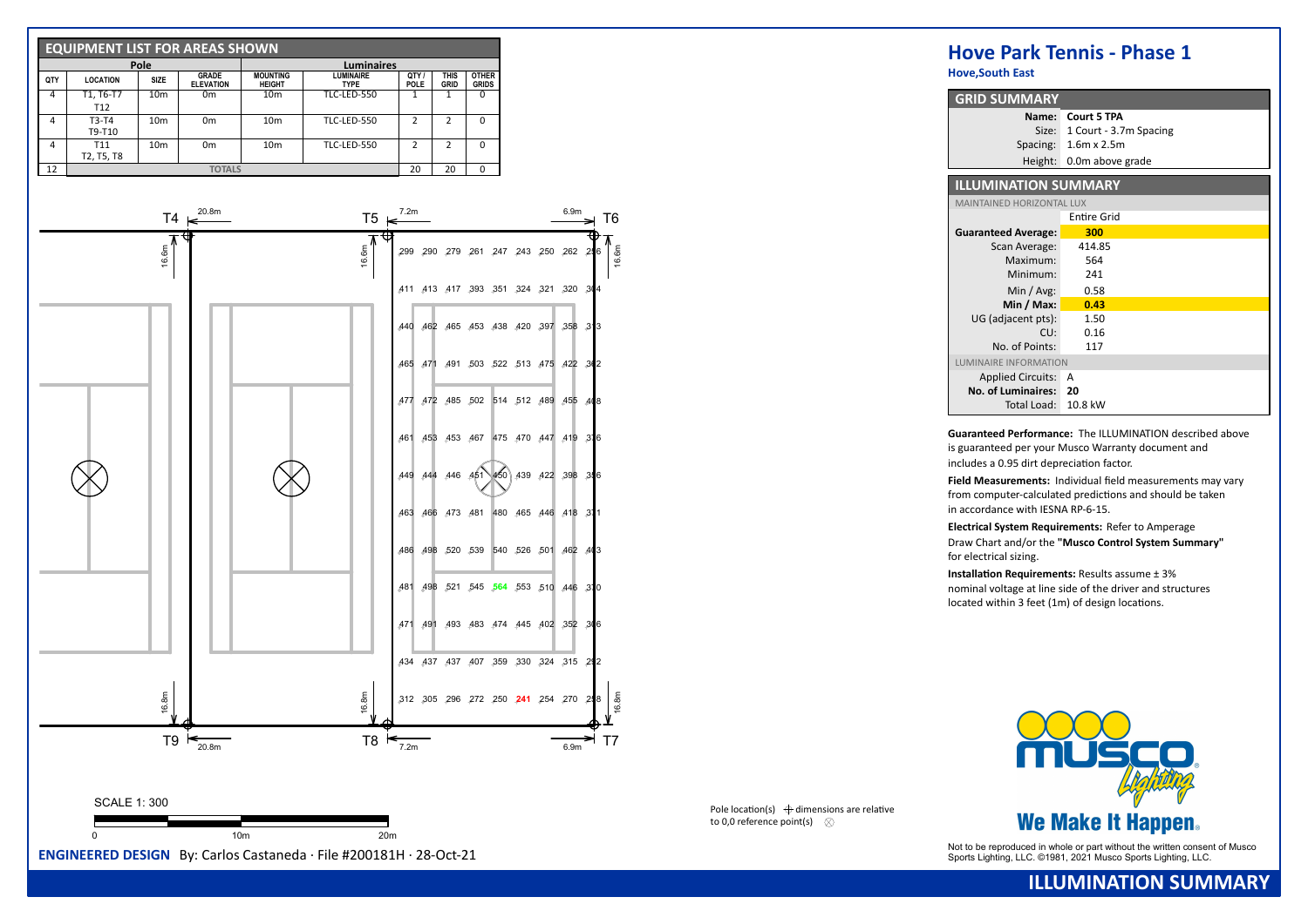# Hove Park Tennis - Phase 1

**Hove,South East**

## EQUIPMENT LIST FOR AREAS SHOWN

| Pole | | | | Luminaires | | | | |
|---|---|---|---|---|---|---|---|---|
| QTY | LOCATION | SIZE | GRADE ELEVATION | MOUNTING HEIGHT | LUMINAIRE TYPE | QTY / POLE | THIS GRID | OTHER GRIDS |
| 4 | T1, T6-T7 T12 | 10m | 0m | 10m | TLC-LED-550 | 1 | 1 | 0 |
| 4 | T3-T4 T9-T10 | 10m | 0m | 10m | TLC-LED-550 | 2 | 2 | 0 |
| 4 | T11 T2, T5, T8 | 10m | 0m | 10m | TLC-LED-550 | 2 | 2 | 0 |
| 12 | TOTALS | | | | | 20 | 20 | 0 |

Pole labels and dimensions: T4, T5, T6 (top); T9, T8, T7 (bottom); 20.8m, 7.2m, 6.9m, 16.6m, 16.8m

Illuminance grid values (lux):

| | | | | | | | | |
|---|---|---|---|---|---|---|---|---|
| 299 | 290 | 279 | 261 | 247 | 243 | 250 | 262 | 256 |
| 411 | 413 | 417 | 393 | 351 | 324 | 321 | 320 | 304 |
| 440 | 462 | 465 | 453 | 438 | 420 | 397 | 358 | 313 |
| 465 | 471 | 491 | 503 | 522 | 513 | 475 | 422 | 362 |
| 477 | 472 | 485 | 502 | 514 | 512 | 489 | 455 | 408 |
| 461 | 453 | 453 | 467 | 475 | 470 | 447 | 419 | 376 |
| 449 | 444 | 446 | 451 | 450 | 439 | 422 | 398 | 356 |
| 463 | 466 | 473 | 481 | 480 | 465 | 446 | 418 | 371 |
| 486 | 498 | 520 | 539 | 540 | 526 | 501 | 462 | 403 |
| 481 | 498 | 521 | 545 | 564 | 553 | 510 | 446 | 370 |
| 471 | 491 | 493 | 483 | 474 | 445 | 402 | 352 | 306 |
| 434 | 437 | 437 | 407 | 359 | 330 | 324 | 315 | 292 |
| 312 | 305 | 296 | 272 | 250 | 241 | 254 | 270 | 258 |

SCALE 1: 300

0 — 10m — 20m

Pole location(s) ⊕ dimensions are relative to 0,0 reference point(s) ⊗

**ENGINEERED DESIGN** By: Carlos Castaneda · File #200181H · 28-Oct-21

## GRID SUMMARY

| | |
|---|---|
| Name: | **Court 5 TPA** |
| Size: | 1 Court - 3.7m Spacing |
| Spacing: | 1.6m x 2.5m |
| Height: | 0.0m above grade |

## ILLUMINATION SUMMARY

MAINTAINED HORIZONTAL LUX

| | Entire Grid |
|---|---|
| **Guaranteed Average:** | **300** |
| Scan Average: | 414.85 |
| Maximum: | 564 |
| Minimum: | 241 |
| Min / Avg: | 0.58 |
| **Min / Max:** | **0.43** |
| UG (adjacent pts): | 1.50 |
| CU: | 0.16 |
| No. of Points: | 117 |

LUMINAIRE INFORMATION

| | |
|---|---|
| Applied Circuits: | A |
| **No. of Luminaires:** | **20** |
| Total Load: | 10.8 kW |

**Guaranteed Performance:** The ILLUMINATION described above is guaranteed per your Musco Warranty document and includes a 0.95 dirt depreciation factor.

**Field Measurements:** Individual field measurements may vary from computer-calculated predictions and should be taken in accordance with IESNA RP-6-15.

**Electrical System Requirements:** Refer to Amperage Draw Chart and/or the **"Musco Control System Summary"** for electrical sizing.

**Installation Requirements:** Results assume ± 3% nominal voltage at line side of the driver and structures located within 3 feet (1m) of design locations.

We Make It Happen.

Not to be reproduced in whole or part without the written consent of Musco Sports Lighting, LLC. ©1981, 2021 Musco Sports Lighting, LLC.

**ILLUMINATION SUMMARY**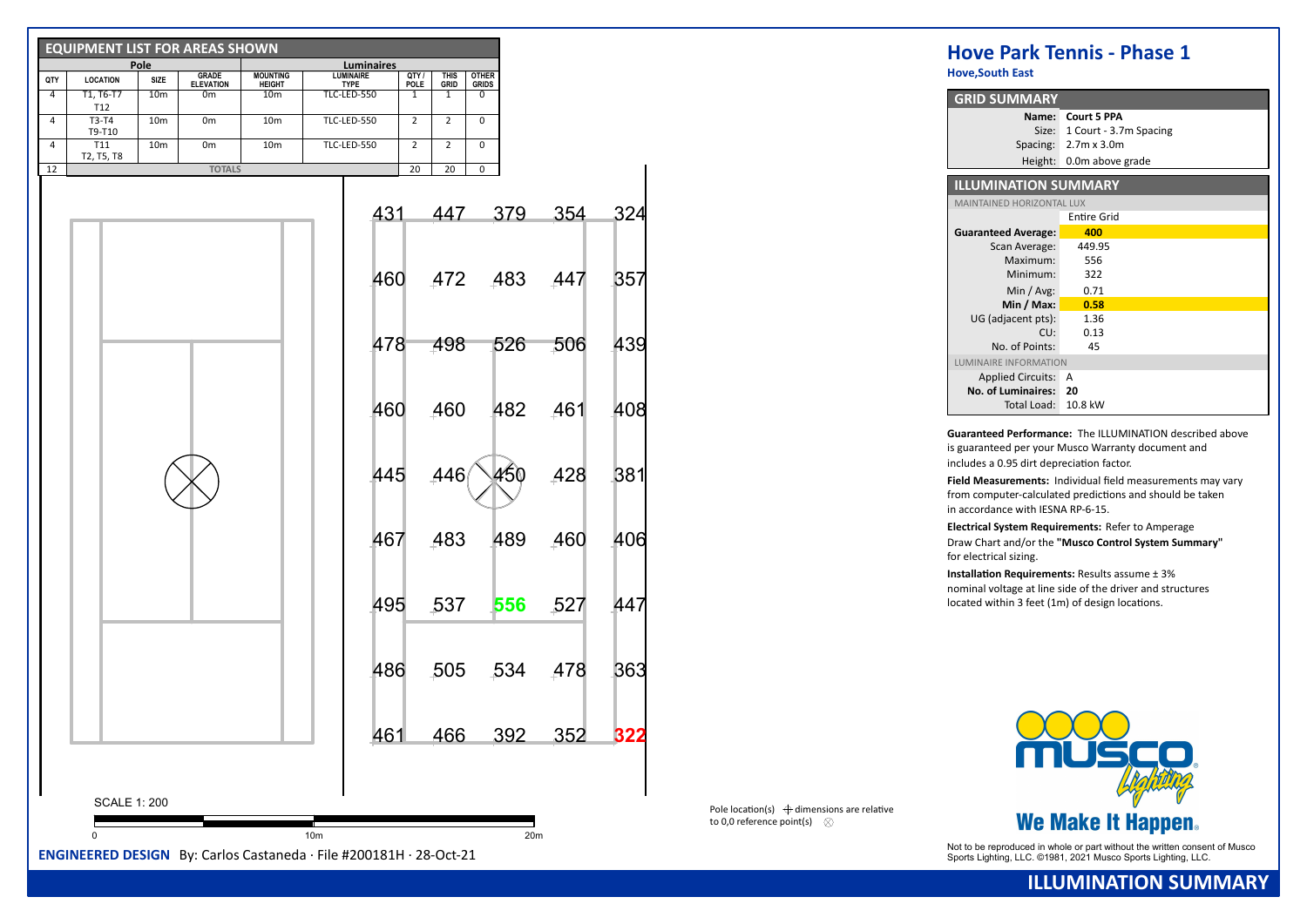## EQUIPMENT LIST FOR AREAS SHOWN

| Pole | | | | | Luminaires | | | |
|---|---|---|---|---|---|---|---|---|
| QTY | LOCATION | SIZE | GRADE ELEVATION | MOUNTING HEIGHT | LUMINAIRE TYPE | QTY / POLE | THIS GRID | OTHER GRIDS |
| 4 | T1, T6-T7 T12 | 10m | 0m | 10m | TLC-LED-550 | 1 | 1 | 0 |
| 4 | T3-T4 T9-T10 | 10m | 0m | 10m | TLC-LED-550 | 2 | 2 | 0 |
| 4 | T11 T2, T5, T8 | 10m | 0m | 10m | TLC-LED-550 | 2 | 2 | 0 |
| 12 | TOTALS | | | | | 20 | 20 | 0 |

| 431 | 447 | 379 | 354 | 324 |
|---|---|---|---|---|
| 460 | 472 | 483 | 447 | 357 |
| 478 | 498 | 526 | 506 | 439 |
| 460 | 460 | 482 | 461 | 408 |
| 445 | 446 | 450 | 428 | 381 |
| 467 | 483 | 489 | 460 | 406 |
| 495 | 537 | 556 | 527 | 447 |
| 486 | 505 | 534 | 478 | 363 |
| 461 | 466 | 392 | 352 | 322 |

SCALE 1: 200

0 10m 20m

Pole location(s) ⊕ dimensions are relative to 0,0 reference point(s) ⊗

**ENGINEERED DESIGN** By: Carlos Castaneda · File #200181H · 28-Oct-21

# Hove Park Tennis - Phase 1

**Hove,South East**

## GRID SUMMARY

| | |
|---|---|
| Name: | **Court 5 PPA** |
| Size: | 1 Court - 3.7m Spacing |
| Spacing: | 2.7m x 3.0m |
| Height: | 0.0m above grade |

## ILLUMINATION SUMMARY

| MAINTAINED HORIZONTAL LUX | |
|---|---|
| | Entire Grid |
| **Guaranteed Average:** | **400** |
| Scan Average: | 449.95 |
| Maximum: | 556 |
| Minimum: | 322 |
| Min / Avg: | 0.71 |
| **Min / Max:** | **0.58** |
| UG (adjacent pts): | 1.36 |
| CU: | 0.13 |
| No. of Points: | 45 |
| LUMINAIRE INFORMATION | |
| Applied Circuits: | A |
| **No. of Luminaires:** | **20** |
| Total Load: | 10.8 kW |

**Guaranteed Performance:** The ILLUMINATION described above is guaranteed per your Musco Warranty document and includes a 0.95 dirt depreciation factor.

**Field Measurements:** Individual field measurements may vary from computer-calculated predictions and should be taken in accordance with IESNA RP-6-15.

**Electrical System Requirements:** Refer to Amperage Draw Chart and/or the **"Musco Control System Summary"** for electrical sizing.

**Installation Requirements:** Results assume ± 3% nominal voltage at line side of the driver and structures located within 3 feet (1m) of design locations.

We Make It Happen.

Not to be reproduced in whole or part without the written consent of Musco Sports Lighting, LLC. ©1981, 2021 Musco Sports Lighting, LLC.

## ILLUMINATION SUMMARY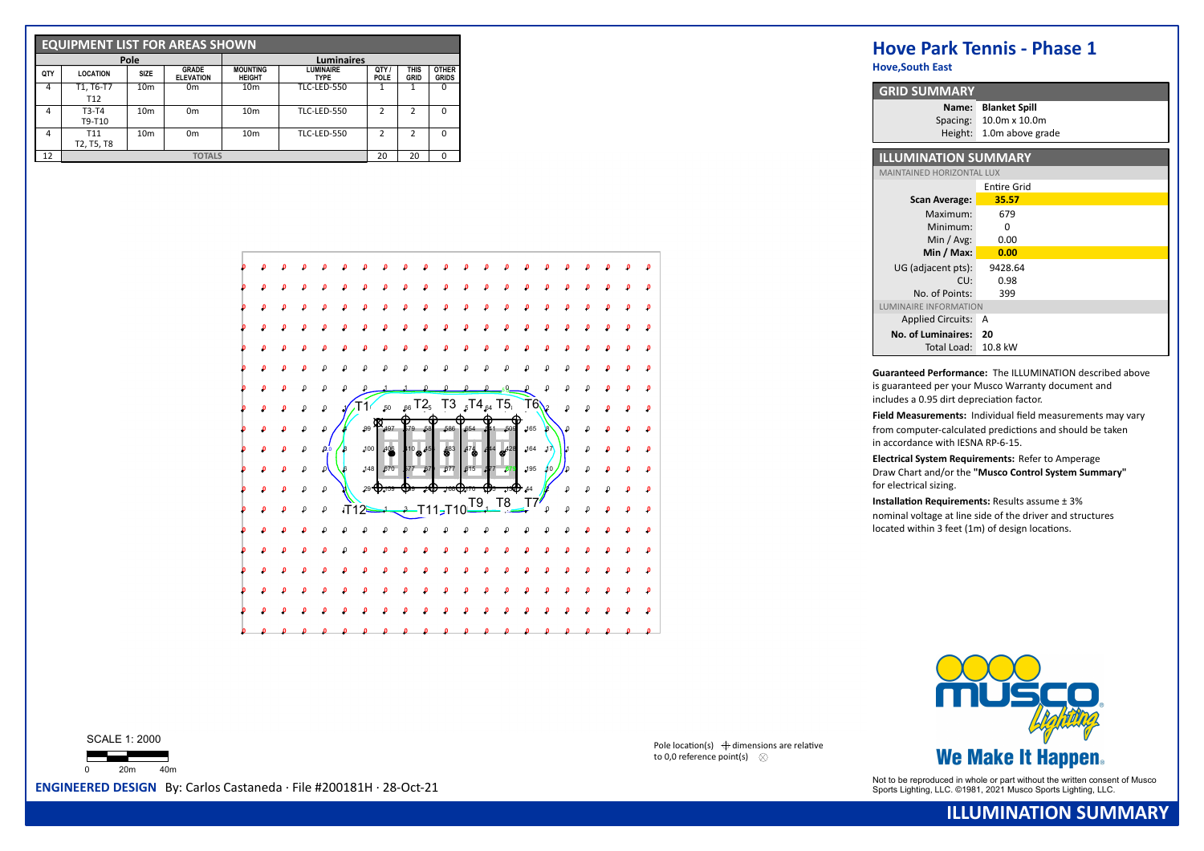## EQUIPMENT LIST FOR AREAS SHOWN

| Pole | | | | Luminaires | | | |
|---|---|---|---|---|---|---|---|
| QTY | LOCATION | SIZE | GRADE ELEVATION | MOUNTING HEIGHT | LUMINAIRE TYPE | QTY / POLE | THIS GRID | OTHER GRIDS |
| 4 | T1, T6-T7 T12 | 10m | 0m | 10m | TLC-LED-550 | 1 | 1 | 0 |
| 4 | T3-T4 T9-T10 | 10m | 0m | 10m | TLC-LED-550 | 2 | 2 | 0 |
| 4 | T11 T2, T5, T8 | 10m | 0m | 10m | TLC-LED-550 | 2 | 2 | 0 |
| 12 | TOTALS | | | | | 20 | 20 | 0 |

# Hove Park Tennis - Phase 1

**Hove,South East**

## GRID SUMMARY

| | |
|---|---|
| **Name:** | **Blanket Spill** |
| Spacing: | 10.0m x 10.0m |
| Height: | 1.0m above grade |

## ILLUMINATION SUMMARY

MAINTAINED HORIZONTAL LUX

| | Entire Grid |
|---|---|
| **Scan Average:** | **35.57** |
| Maximum: | 679 |
| Minimum: | 0 |
| Min / Avg: | 0.00 |
| **Min / Max:** | **0.00** |
| UG (adjacent pts): | 9428.64 |
| CU: | 0.98 |
| No. of Points: | 399 |

LUMINAIRE INFORMATION

| | |
|---|---|
| Applied Circuits: | A |
| **No. of Luminaires:** | **20** |
| Total Load: | 10.8 kW |

**Guaranteed Performance:** The ILLUMINATION described above is guaranteed per your Musco Warranty document and includes a 0.95 dirt depreciation factor.

**Field Measurements:** Individual field measurements may vary from computer-calculated predictions and should be taken in accordance with IESNA RP-6-15.

**Electrical System Requirements:** Refer to Amperage Draw Chart and/or the **"Musco Control System Summary"** for electrical sizing.

**Installation Requirements:** Results assume ± 3% nominal voltage at line side of the driver and structures located within 3 feet (1m) of design locations.

SCALE 1: 2000

0 20m 40m

Pole location(s) ⊕ dimensions are relative to 0,0 reference point(s) ⊗

**ENGINEERED DESIGN** By: Carlos Castaneda · File #200181H · 28-Oct-21

Not to be reproduced in whole or part without the written consent of Musco Sports Lighting, LLC. ©1981, 2021 Musco Sports Lighting, LLC.

We Make It Happen.

## ILLUMINATION SUMMARY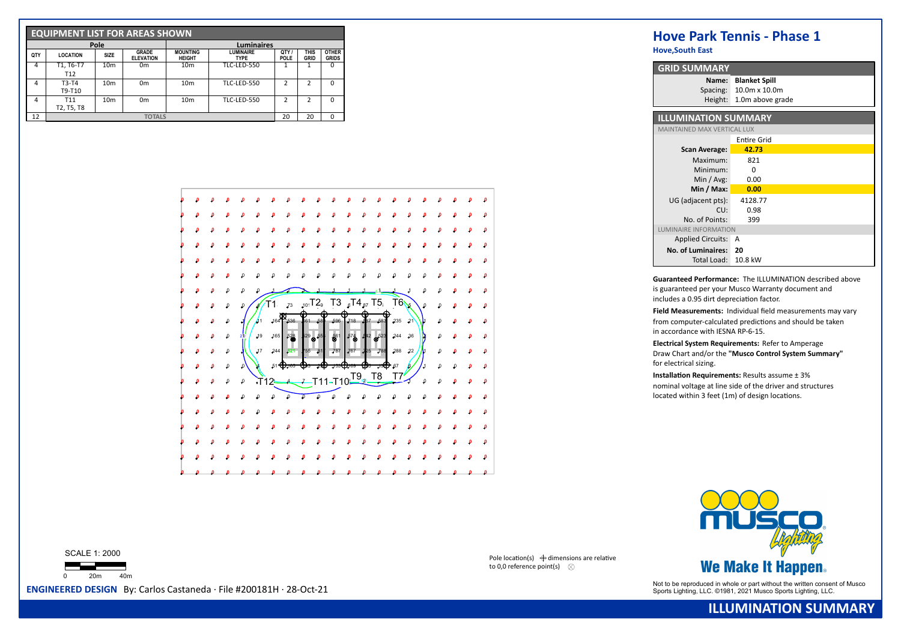## EQUIPMENT LIST FOR AREAS SHOWN

| Pole | | | | | Luminaires | | | |
|---|---|---|---|---|---|---|---|---|
| QTY | LOCATION | SIZE | GRADE ELEVATION | MOUNTING HEIGHT | LUMINAIRE TYPE | QTY / POLE | THIS GRID | OTHER GRIDS |
| 4 | T1, T6-T7 T12 | 10m | 0m | 10m | TLC-LED-550 | 1 | 1 | 0 |
| 4 | T3-T4 T9-T10 | 10m | 0m | 10m | TLC-LED-550 | 2 | 2 | 0 |
| 4 | T11 T2, T5, T8 | 10m | 0m | 10m | TLC-LED-550 | 2 | 2 | 0 |
| 12 | TOTALS | | | | | 20 | 20 | 0 |

# Hove Park Tennis - Phase 1

**Hove,South East**

## GRID SUMMARY

| | |
|---|---|
| **Name:** | **Blanket Spill** |
| Spacing: | 10.0m x 10.0m |
| Height: | 1.0m above grade |

## ILLUMINATION SUMMARY

MAINTAINED MAX VERTICAL LUX

| | Entire Grid |
|---|---|
| **Scan Average:** | **42.73** |
| Maximum: | 821 |
| Minimum: | 0 |
| Min / Avg: | 0.00 |
| **Min / Max:** | **0.00** |
| UG (adjacent pts): | 4128.77 |
| CU: | 0.98 |
| No. of Points: | 399 |

LUMINAIRE INFORMATION

| | |
|---|---|
| Applied Circuits: | A |
| **No. of Luminaires:** | **20** |
| Total Load: | 10.8 kW |

**Guaranteed Performance:** The ILLUMINATION described above is guaranteed per your Musco Warranty document and includes a 0.95 dirt depreciation factor.

**Field Measurements:** Individual field measurements may vary from computer-calculated predictions and should be taken in accordance with IESNA RP-6-15.

**Electrical System Requirements:** Refer to Amperage Draw Chart and/or the **"Musco Control System Summary"** for electrical sizing.

**Installation Requirements:** Results assume ± 3% nominal voltage at line side of the driver and structures located within 3 feet (1m) of design locations.

SCALE 1: 2000

0 20m 40m

Pole location(s) ⊕ dimensions are relative to 0,0 reference point(s) ⊗

Not to be reproduced in whole or part without the written consent of Musco Sports Lighting, LLC. ©1981, 2021 Musco Sports Lighting, LLC.

**ENGINEERED DESIGN** By: Carlos Castaneda · File #200181H · 28-Oct-21

**ILLUMINATION SUMMARY**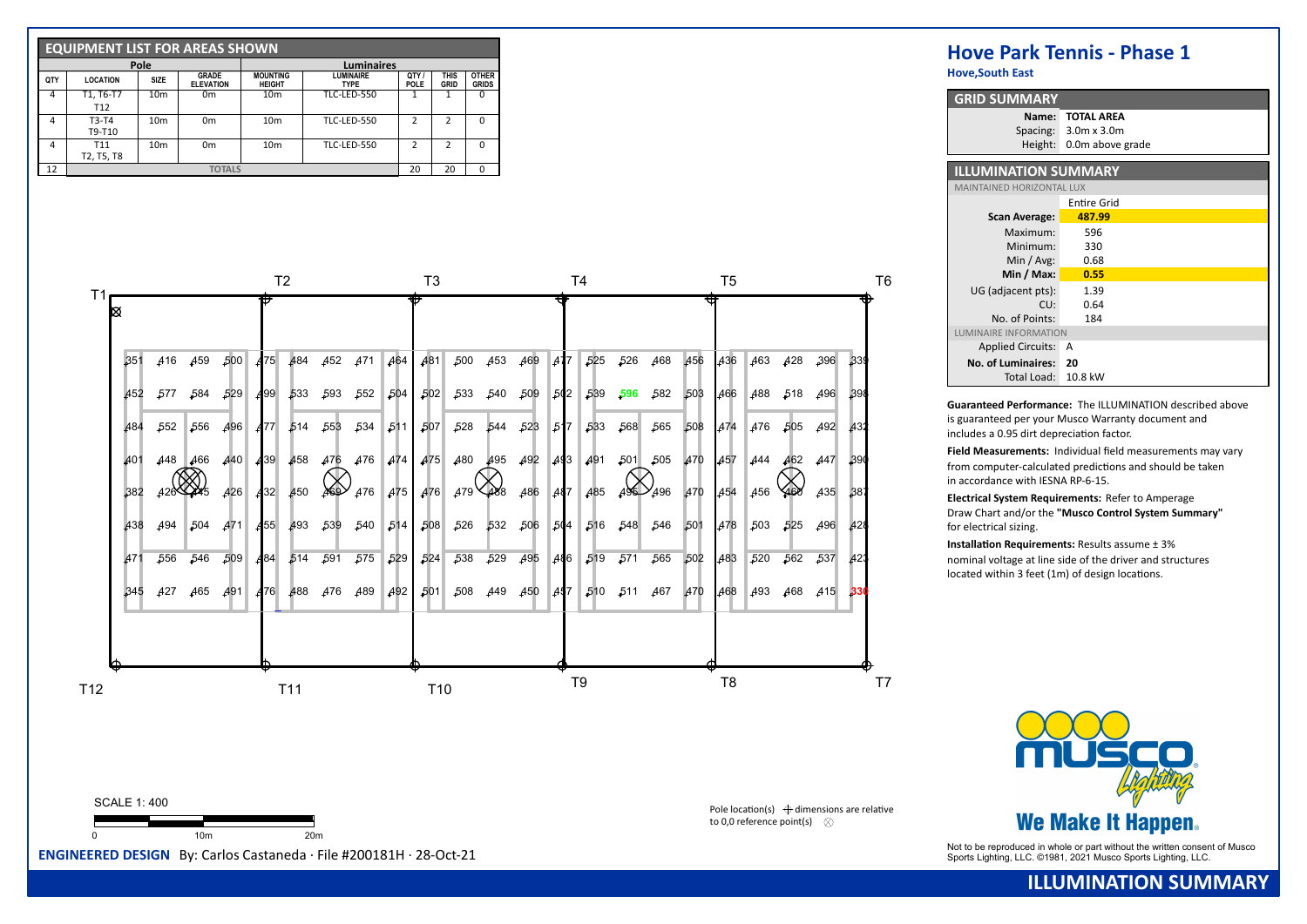## EQUIPMENT LIST FOR AREAS SHOWN

| Pole | | | | Luminaires | | | |
|---|---|---|---|---|---|---|---|
| QTY | LOCATION | SIZE | GRADE ELEVATION | MOUNTING HEIGHT | LUMINAIRE TYPE | QTY / POLE | THIS GRID | OTHER GRIDS |
| 4 | T1, T6-T7 T12 | 10m | 0m | 10m | TLC-LED-550 | 1 | 1 | 0 |
| 4 | T3-T4 T9-T10 | 10m | 0m | 10m | TLC-LED-550 | 2 | 2 | 0 |
| 4 | T11 T2, T5, T8 | 10m | 0m | 10m | TLC-LED-550 | 2 | 2 | 0 |
| 12 | | | TOTALS | | | 20 | 20 | 0 |

T1 T2 T3 T4 T5 T6

| 351 | 416 | 459 | 500 | 475 | 484 | 452 | 471 | 464 | 481 | 500 | 453 | 469 | 477 | 525 | 526 | 468 | 456 | 436 | 463 | 428 | 396 | 339 |
|---|---|---|---|---|---|---|---|---|---|---|---|---|---|---|---|---|---|---|---|---|---|---|
| 452 | 577 | 584 | 529 | 499 | 533 | 593 | 552 | 504 | 502 | 533 | 540 | 509 | 502 | 539 | 596 | 582 | 503 | 466 | 488 | 518 | 496 | 398 |
| 484 | 552 | 556 | 496 | 477 | 514 | 553 | 534 | 511 | 507 | 528 | 544 | 523 | 517 | 533 | 568 | 565 | 508 | 474 | 476 | 505 | 492 | 432 |
| 401 | 448 | 466 | 440 | 439 | 458 | 476 | 476 | 474 | 475 | 480 | 495 | 492 | 493 | 491 | 501 | 505 | 470 | 457 | 444 | 462 | 447 | 390 |
| 382 | 426 | 445 | 426 | 432 | 450 | 469 | 476 | 475 | 476 | 479 | 488 | 486 | 487 | 485 | 496 | 496 | 470 | 454 | 456 | 460 | 435 | 387 |
| 438 | 494 | 504 | 471 | 455 | 493 | 539 | 540 | 514 | 508 | 526 | 532 | 506 | 504 | 516 | 548 | 546 | 501 | 478 | 503 | 525 | 496 | 428 |
| 471 | 556 | 546 | 509 | 484 | 514 | 591 | 575 | 529 | 524 | 538 | 529 | 495 | 486 | 519 | 571 | 565 | 502 | 483 | 520 | 562 | 537 | 423 |
| 345 | 427 | 465 | 491 | 476 | 488 | 476 | 489 | 492 | 501 | 508 | 449 | 450 | 457 | 510 | 511 | 467 | 470 | 468 | 493 | 468 | 415 | 330 |

T12 T11 T10 T9 T8 T7

SCALE 1: 400

0 10m 20m

Pole location(s) ⊕ dimensions are relative to 0,0 reference point(s) ⊗

**ENGINEERED DESIGN** By: Carlos Castaneda · File #200181H · 28-Oct-21

# Hove Park Tennis - Phase 1

**Hove,South East**

## GRID SUMMARY

| | |
|---|---|
| Name: | TOTAL AREA |
| Spacing: | 3.0m x 3.0m |
| Height: | 0.0m above grade |

## ILLUMINATION SUMMARY

MAINTAINED HORIZONTAL LUX

| | Entire Grid |
|---|---|
| **Scan Average:** | **487.99** |
| Maximum: | 596 |
| Minimum: | 330 |
| Min / Avg: | 0.68 |
| **Min / Max:** | **0.55** |
| UG (adjacent pts): | 1.39 |
| CU: | 0.64 |
| No. of Points: | 184 |

LUMINAIRE INFORMATION

| | |
|---|---|
| Applied Circuits: | A |
| **No. of Luminaires:** | **20** |
| Total Load: | 10.8 kW |

**Guaranteed Performance:** The ILLUMINATION described above is guaranteed per your Musco Warranty document and includes a 0.95 dirt depreciation factor.

**Field Measurements:** Individual field measurements may vary from computer-calculated predictions and should be taken in accordance with IESNA RP-6-15.

**Electrical System Requirements:** Refer to Amperage Draw Chart and/or the **"Musco Control System Summary"** for electrical sizing.

**Installation Requirements:** Results assume ± 3% nominal voltage at line side of the driver and structures located within 3 feet (1m) of design locations.

musco Lighting

We Make It Happen.

Not to be reproduced in whole or part without the written consent of Musco Sports Lighting, LLC. ©1981, 2021 Musco Sports Lighting, LLC.

**ILLUMINATION SUMMARY**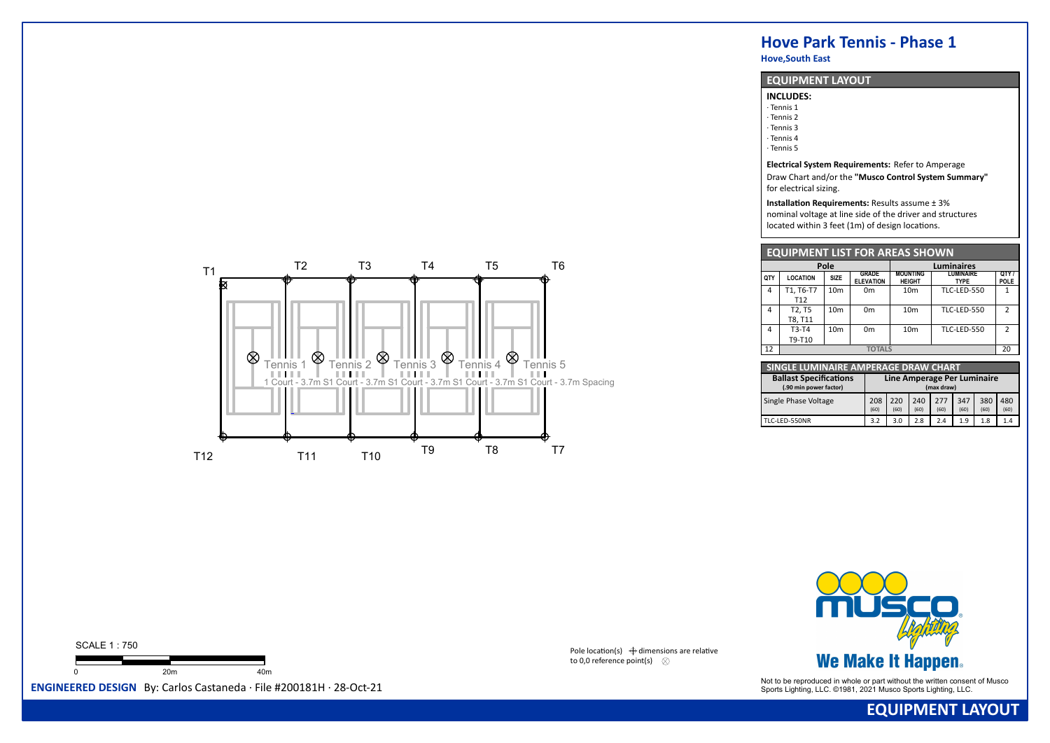# Hove Park Tennis - Phase 1

**Hove,South East**

## EQUIPMENT LAYOUT

**INCLUDES:**

- Tennis 1
- Tennis 2
- Tennis 3
- Tennis 4
- Tennis 5

**Electrical System Requirements:** Refer to Amperage Draw Chart and/or the **"Musco Control System Summary"** for electrical sizing.

**Installation Requirements:** Results assume ± 3% nominal voltage at line side of the driver and structures located within 3 feet (1m) of design locations.

## EQUIPMENT LIST FOR AREAS SHOWN

| Pole | | | | Luminaires | | |
|---|---|---|---|---|---|---|
| QTY | LOCATION | SIZE | GRADE ELEVATION | MOUNTING HEIGHT | LUMINAIRE TYPE | QTY / POLE |
| 4 | T1, T6-T7 T12 | 10m | 0m | 10m | TLC-LED-550 | 1 |
| 4 | T2, T5 T8, T11 | 10m | 0m | 10m | TLC-LED-550 | 2 |
| 4 | T3-T4 T9-T10 | 10m | 0m | 10m | TLC-LED-550 | 2 |
| 12 | TOTALS | | | | | 20 |

## SINGLE LUMINAIRE AMPERAGE DRAW CHART

| Ballast Specifications (.90 min power factor) | Line Amperage Per Luminaire (max draw) | | | | | | |
|---|---|---|---|---|---|---|---|
| Single Phase Voltage | 208 (60) | 220 (60) | 240 (60) | 277 (60) | 347 (60) | 380 (60) | 480 (60) |
| TLC-LED-550NR | 3.2 | 3.0 | 2.8 | 2.4 | 1.9 | 1.8 | 1.4 |

T1 T2 T3 T4 T5 T6

Tennis 1 Tennis 2 Tennis 3 Tennis 4 Tennis 5

1 Court - 3.7m S1 Court - 3.7m S1 Court - 3.7m S1 Court - 3.7m S1 Court - 3.7m Spacing

T12 T11 T10 T9 T8 T7

SCALE 1 : 750

0 20m 40m

Pole location(s) ⊕ dimensions are relative to 0,0 reference point(s) ⊗

We Make It Happen.

Not to be reproduced in whole or part without the written consent of Musco Sports Lighting, LLC. ©1981, 2021 Musco Sports Lighting, LLC.

**ENGINEERED DESIGN** By: Carlos Castaneda · File #200181H · 28-Oct-21

**EQUIPMENT LAYOUT**